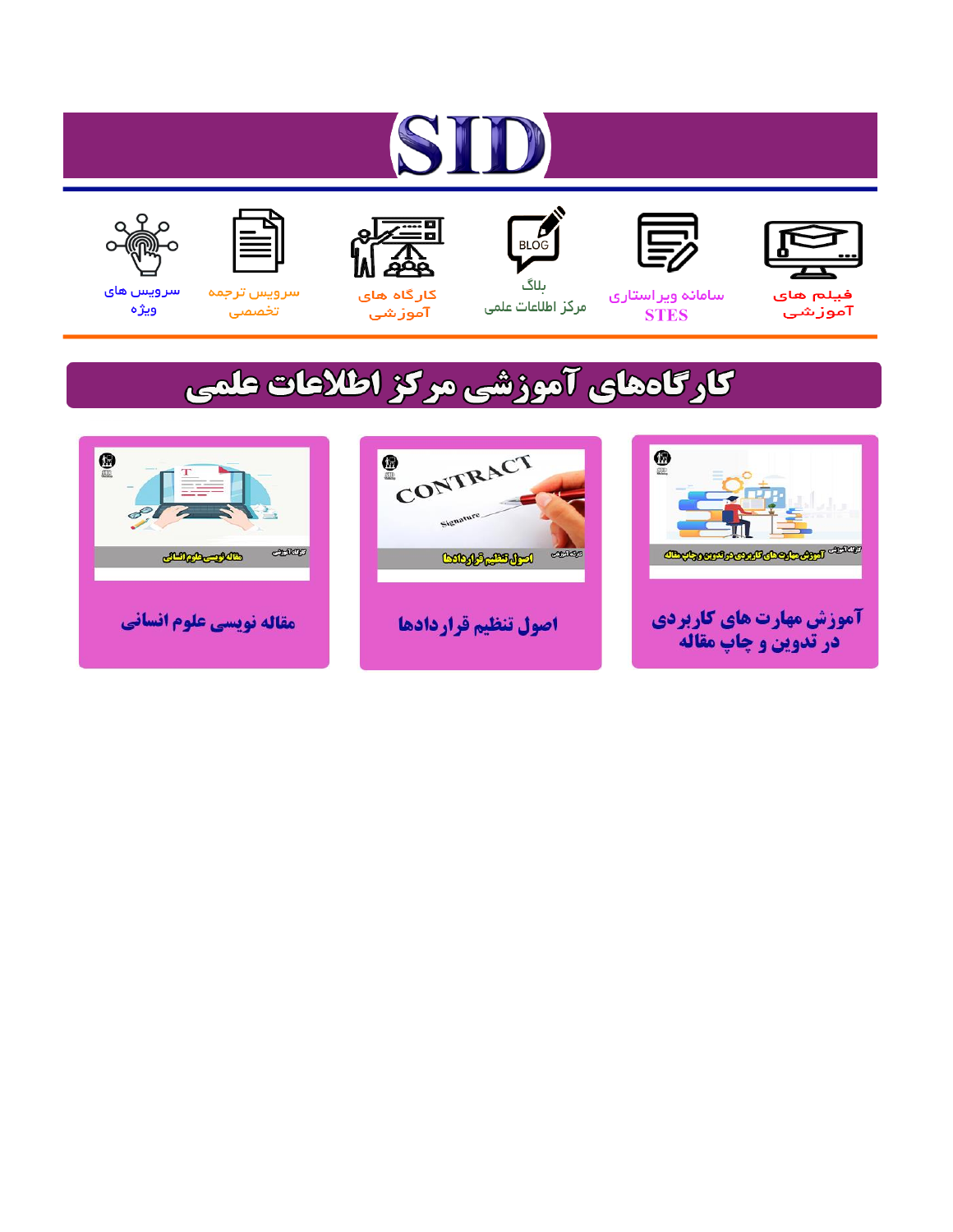# SID

فیلم های آموزشی

سامانه ویراستاری STES

بلاگ مرکز اطلاعات علمی

کارگاه های آموزشی

سرویس ترجمه تخصصی

سرویس های ویژه

## کارگاه‌های آموزشی مرکز اطلاعات علمی

آموزش مهارت های کاربردی در تدوین و چاپ مقاله

اصول تنظیم قراردادها

مقاله نویسی علوم انسانی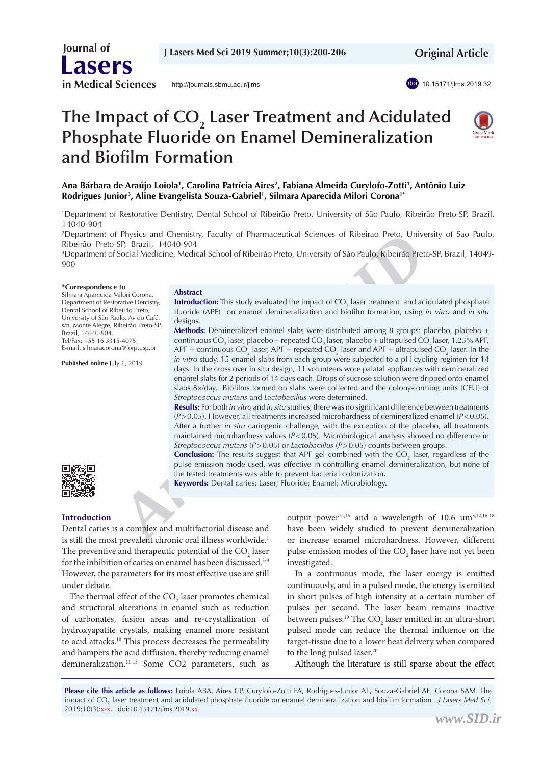# The Impact of $CO_2$ Laser Treatment and Acidulated Phosphate Fluoride on Enamel Demineralization and Biofilm Formation

**Ana Bárbara de Araújo Loiola[1], Carolina Patrícia Aires[2], Fabiana Almeida Curylofo-Zotti[1], Antônio Luiz Rodrigues Junior[3], Aline Evangelista Souza-Gabriel[1], Silmara Aparecida Milori Corona[1*]**

[1]Department of Restorative Dentistry, Dental School of Ribeirão Preto, University of São Paulo, Ribeirão Preto-SP, Brazil, 14040-904

[2]Department of Physics and Chemistry, Faculty of Pharmaceutical Sciences of Ribeirao Preto, University of Sao Paulo, Ribeirão Preto-SP, Brazil, 14040-904

[3]Department of Social Medicine, Medical School of Ribeirão Preto, University of São Paulo, Ribeirão Preto-SP, Brazil, 14049-900

**\*Correspondence to**
Silmara Aparecida Milori Corona,
Department of Restorative Dentistry,
Dental School of Ribeirão Preto,
University of São Paulo, Av do Café,
s/n, Monte Alegre, Ribeirão Preto-SP,
Brazil, 14040-904.
Tel/Fax: +55 16 3315-4075;
E-mail: silmaracorona@forp.usp.br

**Published online** July 6, 2019

## Abstract

**Introduction:** This study evaluated the impact of $CO_2$ laser treatment and acidulated phosphate fluoride (APF) on enamel demineralization and biofilm formation, using *in vitro* and *in situ* designs.

**Methods:** Demineralized enamel slabs were distributed among 8 groups: placebo, placebo + continuous $CO_2$ laser, placebo + repeated $CO_2$ laser, placebo + ultrapulsed $CO_2$ laser, 1.23% APF, APF + continuous $CO_2$ laser, APF + repeated $CO_2$ laser and APF + ultrapulsed $CO_2$ laser. In the *in vitro* study, 15 enamel slabs from each group were subjected to a pH-cycling regimen for 14 days. In the cross over in situ design, 11 volunteers wore palatal appliances with demineralized enamel slabs for 2 periods of 14 days each. Drops of sucrose solution were dripped onto enamel slabs 8×/day. Biofilms formed on slabs were collected and the colony-forming units (CFU) of *Streptococcus mutans* and *Lactobacillus* were determined.

**Results:** For both *in vitro* and *in situ* studies, there was no significant difference between treatments ($P>0.05$). However, all treatments increased microhardness of demineralized enamel ($P<0.05$). After a further *in situ* cariogenic challenge, with the exception of the placebo, all treatments maintained microhardness values ($P<0.05$). Microbiological analysis showed no difference in *Streptococcus mutans* ($P>0.05$) or *Lactobacillus* ($P>0.05$) counts between groups.

**Conclusion:** The results suggest that APF gel combined with the $CO_2$ laser, regardless of the pulse emission mode used, was effective in controlling enamel demineralization, but none of the tested treatments was able to prevent bacterial colonization.

**Keywords:** Dental caries; Laser; Fluoride; Enamel; Microbiology.

## Introduction

Dental caries is a complex and multifactorial disease and is still the most prevalent chronic oral illness worldwide.[1] The preventive and therapeutic potential of the $CO_2$ laser for the inhibition of caries on enamel has been discussed.[2-9] However, the parameters for its most effective use are still under debate.

The thermal effect of the $CO_2$ laser promotes chemical and structural alterations in enamel such as reduction of carbonates, fusion areas and re-crystallization of hydroxyapatite crystals, making enamel more resistant to acid attacks.[10] This process decreases the permeability and hampers the acid diffusion, thereby reducing enamel demineralization.[11-13] Some CO2 parameters, such as output power[14,15] and a wavelength of 10.6 um[3,12,16-18] have been widely studied to prevent demineralization or increase enamel microhardness. However, different pulse emission modes of the $CO_2$ laser have not yet been investigated.

In a continuous mode, the laser energy is emitted continuously, and in a pulsed mode, the energy is emitted in short pulses of high intensity at a certain number of pulses per second. The laser beam remains inactive between pulses.[19] The $CO_2$ laser emitted in an ultra-short pulsed mode can reduce the thermal influence on the target-tissue due to a lower heat delivery when compared to the long pulsed laser.[20]

Although the literature is still sparse about the effect

**Please cite this article as follows:** Loiola ABA, Aires CP, Curylofo-Zotti FA, Rodrigues-Junior AL, Souza-Gabriel AE, Corona SAM. The impact of $CO_2$ laser treatment and acidulated phosphate fluoride on enamel demineralization and biofilm formation . *J Lasers Med Sci.* 2019;10(3):x-x. doi:10.15171/jlms.2019.xx.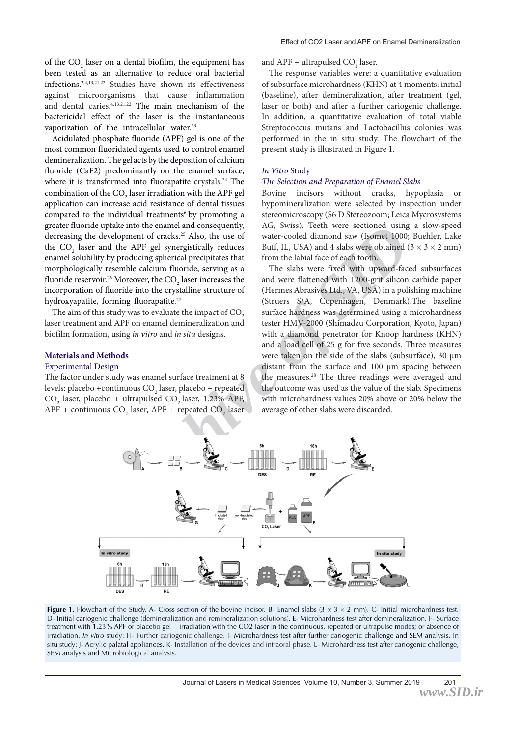of the $CO_2$ laser on a dental biofilm, the equipment has been tested as an alternative to reduce oral bacterial infections.[2,4,13,21,22] Studies have shown its effectiveness against microorganisms that cause inflammation and dental caries.[4,13,21,22] The main mechanism of the bactericidal effect of the laser is the instantaneous vaporization of the intracellular water.[23]

Acidulated phosphate fluoride (APF) gel is one of the most common fluoridated agents used to control enamel demineralization. The gel acts by the deposition of calcium fluoride (CaF2) predominantly on the enamel surface, where it is transformed into fluorapatite crystals.[24] The combination of the $CO_2$ laser irradiation with the APF gel application can increase acid resistance of dental tissues compared to the individual treatments[6] by promoting a greater fluoride uptake into the enamel and consequently, decreasing the development of cracks.[25] Also, the use of the $CO_2$ laser and the APF gel synergistically reduces enamel solubility by producing spherical precipitates that morphologically resemble calcium fluoride, serving as a fluoride reservoir.[26] Moreover, the $CO_2$ laser increases the incorporation of fluoride into the crystalline structure of hydroxyapatite, forming fluorapatite.[27]

The aim of this study was to evaluate the impact of $CO_2$ laser treatment and APF on enamel demineralization and biofilm formation, using *in vitro* and *in situ* designs.

## Materials and Methods

### Experimental Design

The factor under study was enamel surface treatment at 8 levels: placebo +continuous $CO_2$ laser, placebo + repeated $CO_2$ laser, placebo + ultrapulsed $CO_2$ laser, 1.23% APF, APF + continuous $CO_2$ laser, APF + repeated $CO_2$ laser and APF + ultrapulsed $CO_2$ laser.

The response variables were: a quantitative evaluation of subsurface microhardness (KHN) at 4 moments: initial (baseline), after demineralization, after treatment (gel, laser or both) and after a further cariogenic challenge. In addition, a quantitative evaluation of total viable Streptococcus mutans and Lactobacillus colonies was performed in the in situ study. The flowchart of the present study is illustrated in Figure 1.

### *In Vitro* Study

#### *The Selection and Preparation of Enamel Slabs*

Bovine incisors without cracks, hypoplasia or hypomineralization were selected by inspection under stereomicroscopy (S6 D Stereozoom; Leica Mycrosystems AG, Swiss). Teeth were sectioned using a slow-speed water-cooled diamond saw (Isomet 1000; Buehler, Lake Buff, IL, USA) and 4 slabs were obtained (3 × 3 × 2 mm) from the labial face of each tooth.

The slabs were fixed with upward-faced subsurfaces and were flattened with 1200-grit silicon carbide paper (Hermes Abrasives Ltd., VA, USA) in a polishing machine (Struers S/A, Copenhagen, Denmark).The baseline surface hardness was determined using a microhardness tester HMV-2000 (Shimadzu Corporation, Kyoto, Japan) with a diamond penetrator for Knoop hardness (KHN) and a load cell of 25 g for five seconds. Three measures were taken on the side of the slabs (subsurface), 30 µm distant from the surface and 100 µm spacing between the measures.[28] The three readings were averaged and the outcome was used as the value of the slab. Specimens with microhardness values 20% above or 20% below the average of other slabs were discarded.

**Figure 1.** Flowchart of the Study. A- Cross section of the bovine incisor. B- Enamel slabs (3 × 3 × 2 mm). C- Initial microhardness test. D- Initial cariogenic challenge (demineralization and remineralization solutions). E- Microhardness test after demineralization. F- Surface treatment with 1.23% APF or placebo gel + irradiation with the CO2 laser in the continuous, repeated or ultrapulse modes; or absence of irradiation. *In vitro* study: H- Further cariogenic challenge. I- Microhardness test after further cariogenic challenge and SEM analysis. In situ study: J- Acrylic palatal appliances. K- Installation of the devices and intraoral phase. L- Microhardness test after cariogenic challenge, SEM analysis and Microbiological analysis.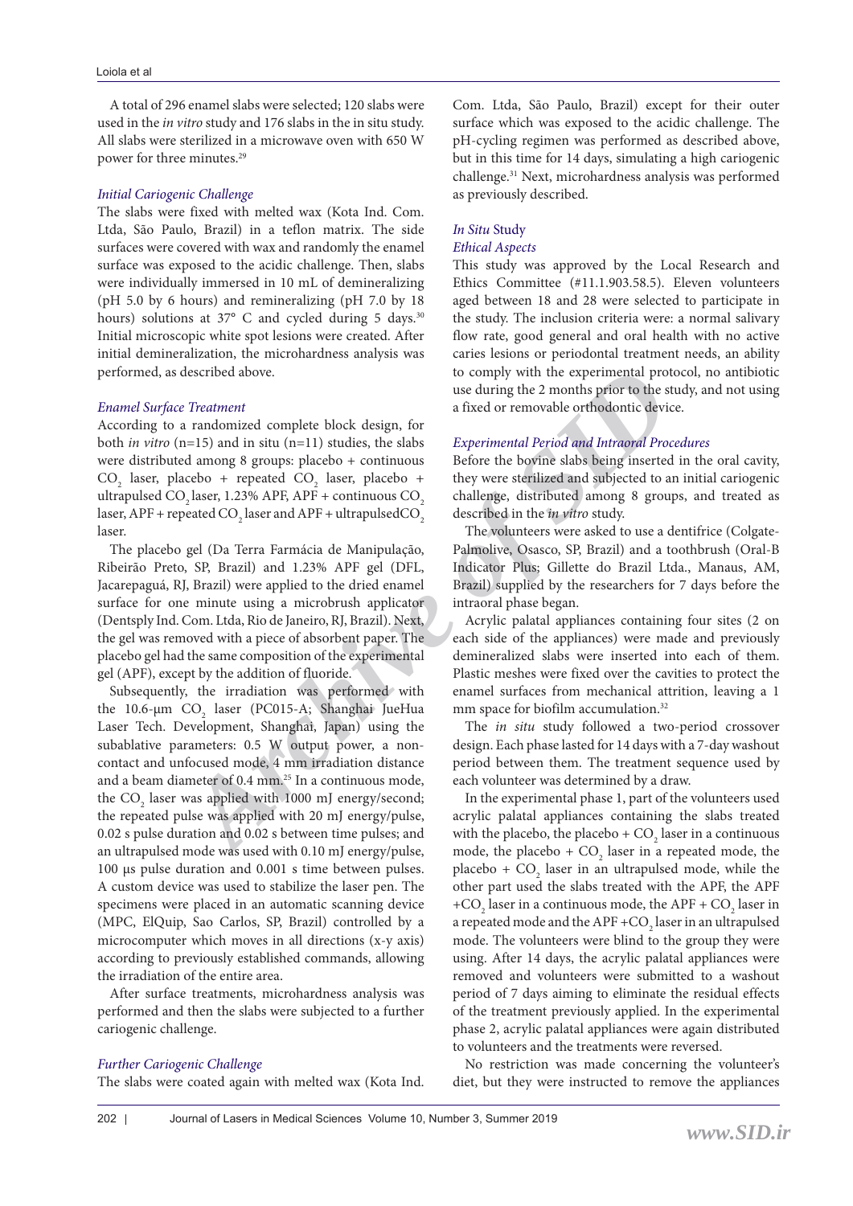A total of 296 enamel slabs were selected; 120 slabs were used in the *in vitro* study and 176 slabs in the in situ study. All slabs were sterilized in a microwave oven with 650 W power for three minutes.[29]

### *Initial Cariogenic Challenge*

The slabs were fixed with melted wax (Kota Ind. Com. Ltda, São Paulo, Brazil) in a teflon matrix. The side surfaces were covered with wax and randomly the enamel surface was exposed to the acidic challenge. Then, slabs were individually immersed in 10 mL of demineralizing (pH 5.0 by 6 hours) and remineralizing (pH 7.0 by 18 hours) solutions at 37° C and cycled during 5 days.[30] Initial microscopic white spot lesions were created. After initial demineralization, the microhardness analysis was performed, as described above.

### *Enamel Surface Treatment*

According to a randomized complete block design, for both *in vitro* (n=15) and in situ (n=11) studies, the slabs were distributed among 8 groups: placebo + continuous $CO_2$ laser, placebo + repeated $CO_2$ laser, placebo + ultrapulsed $CO_2$ laser, 1.23% APF, APF + continuous $CO_2$ laser, APF + repeated $CO_2$ laser and APF + ultrapulsed$CO_2$ laser.

The placebo gel (Da Terra Farmácia de Manipulação, Ribeirão Preto, SP, Brazil) and 1.23% APF gel (DFL, Jacarepaguá, RJ, Brazil) were applied to the dried enamel surface for one minute using a microbrush applicator (Dentsply Ind. Com. Ltda, Rio de Janeiro, RJ, Brazil). Next, the gel was removed with a piece of absorbent paper. The placebo gel had the same composition of the experimental gel (APF), except by the addition of fluoride.

Subsequently, the irradiation was performed with the 10.6-μm $CO_2$ laser (PC015-A; Shanghai JueHua Laser Tech. Development, Shanghai, Japan) using the subablative parameters: 0.5 W output power, a non-contact and unfocused mode, 4 mm irradiation distance and a beam diameter of 0.4 mm.[25] In a continuous mode, the $CO_2$ laser was applied with 1000 mJ energy/second; the repeated pulse was applied with 20 mJ energy/pulse, 0.02 s pulse duration and 0.02 s between time pulses; and an ultrapulsed mode was used with 0.10 mJ energy/pulse, 100 μs pulse duration and 0.001 s time between pulses. A custom device was used to stabilize the laser pen. The specimens were placed in an automatic scanning device (MPC, ElQuip, Sao Carlos, SP, Brazil) controlled by a microcomputer which moves in all directions (x-y axis) according to previously established commands, allowing the irradiation of the entire area.

After surface treatments, microhardness analysis was performed and then the slabs were subjected to a further cariogenic challenge.

### *Further Cariogenic Challenge*

The slabs were coated again with melted wax (Kota Ind. Com. Ltda, São Paulo, Brazil) except for their outer surface which was exposed to the acidic challenge. The pH-cycling regimen was performed as described above, but in this time for 14 days, simulating a high cariogenic challenge.[31] Next, microhardness analysis was performed as previously described.

## *In Situ* Study

### *Ethical Aspects*

This study was approved by the Local Research and Ethics Committee (#11.1.903.58.5). Eleven volunteers aged between 18 and 28 were selected to participate in the study. The inclusion criteria were: a normal salivary flow rate, good general and oral health with no active caries lesions or periodontal treatment needs, an ability to comply with the experimental protocol, no antibiotic use during the 2 months prior to the study, and not using a fixed or removable orthodontic device.

### *Experimental Period and Intraoral Procedures*

Before the bovine slabs being inserted in the oral cavity, they were sterilized and subjected to an initial cariogenic challenge, distributed among 8 groups, and treated as described in the *in vitro* study.

The volunteers were asked to use a dentifrice (Colgate-Palmolive, Osasco, SP, Brazil) and a toothbrush (Oral-B Indicator Plus; Gillette do Brazil Ltda., Manaus, AM, Brazil) supplied by the researchers for 7 days before the intraoral phase began.

Acrylic palatal appliances containing four sites (2 on each side of the appliances) were made and previously demineralized slabs were inserted into each of them. Plastic meshes were fixed over the cavities to protect the enamel surfaces from mechanical attrition, leaving a 1 mm space for biofilm accumulation.[32]

The *in situ* study followed a two-period crossover design. Each phase lasted for 14 days with a 7-day washout period between them. The treatment sequence used by each volunteer was determined by a draw.

In the experimental phase 1, part of the volunteers used acrylic palatal appliances containing the slabs treated with the placebo, the placebo + $CO_2$ laser in a continuous mode, the placebo + $CO_2$ laser in a repeated mode, the placebo + $CO_2$ laser in an ultrapulsed mode, while the other part used the slabs treated with the APF, the APF +$CO_2$ laser in a continuous mode, the APF + $CO_2$ laser in a repeated mode and the APF +$CO_2$ laser in an ultrapulsed mode. The volunteers were blind to the group they were using. After 14 days, the acrylic palatal appliances were removed and volunteers were submitted to a washout period of 7 days aiming to eliminate the residual effects of the treatment previously applied. In the experimental phase 2, acrylic palatal appliances were again distributed to volunteers and the treatments were reversed.

No restriction was made concerning the volunteer's diet, but they were instructed to remove the appliances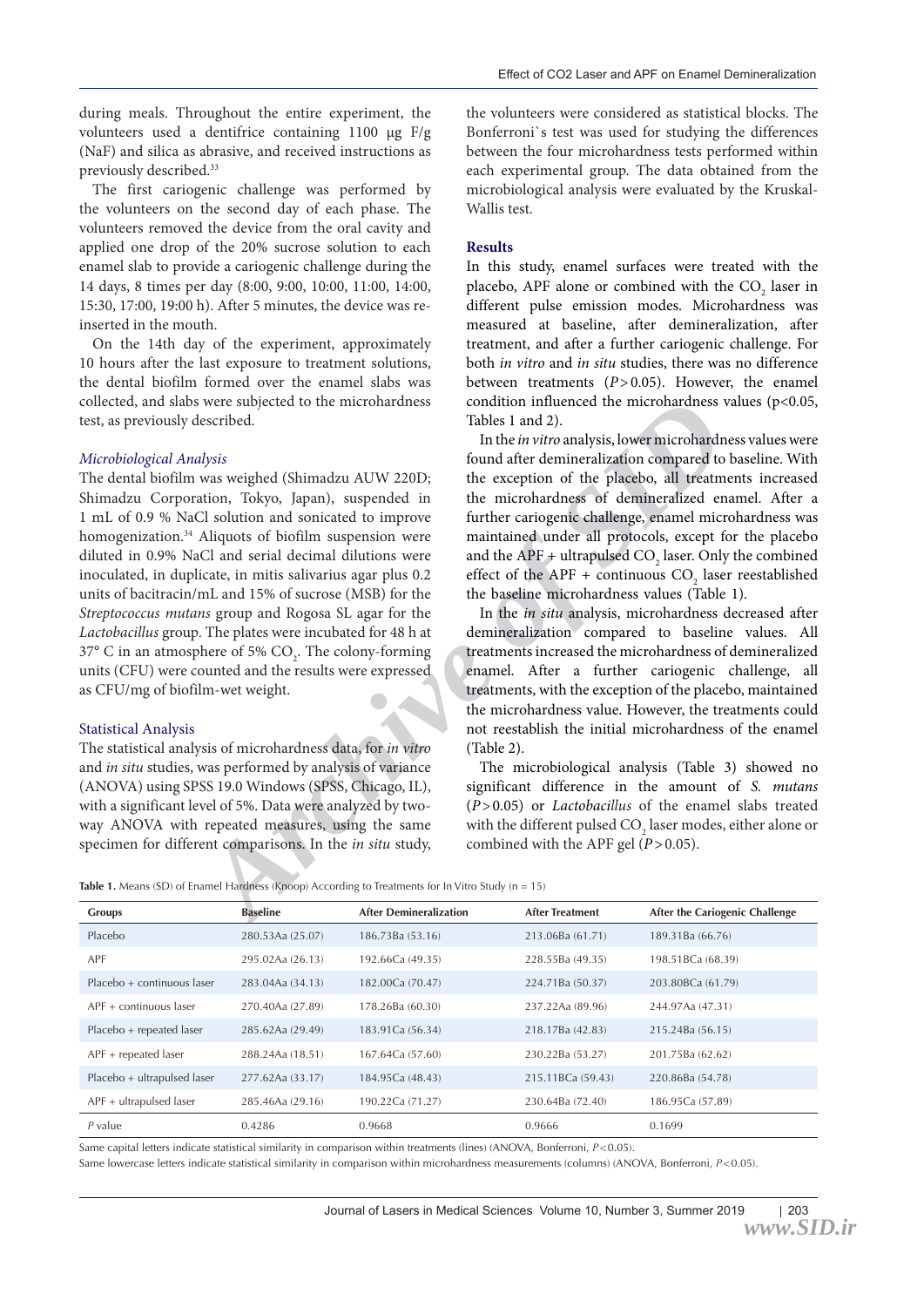during meals. Throughout the entire experiment, the volunteers used a dentifrice containing 1100 μg F/g (NaF) and silica as abrasive, and received instructions as previously described.[33]

The first cariogenic challenge was performed by the volunteers on the second day of each phase. The volunteers removed the device from the oral cavity and applied one drop of the 20% sucrose solution to each enamel slab to provide a cariogenic challenge during the 14 days, 8 times per day (8:00, 9:00, 10:00, 11:00, 14:00, 15:30, 17:00, 19:00 h). After 5 minutes, the device was re-inserted in the mouth.

On the 14th day of the experiment, approximately 10 hours after the last exposure to treatment solutions, the dental biofilm formed over the enamel slabs was collected, and slabs were subjected to the microhardness test, as previously described.

### *Microbiological Analysis*

The dental biofilm was weighed (Shimadzu AUW 220D; Shimadzu Corporation, Tokyo, Japan), suspended in 1 mL of 0.9 % NaCl solution and sonicated to improve homogenization.[34] Aliquots of biofilm suspension were diluted in 0.9% NaCl and serial decimal dilutions were inoculated, in duplicate, in mitis salivarius agar plus 0.2 units of bacitracin/mL and 15% of sucrose (MSB) for the *Streptococcus mutans* group and Rogosa SL agar for the *Lactobacillus* group. The plates were incubated for 48 h at 37° C in an atmosphere of 5% $CO_2$. The colony-forming units (CFU) were counted and the results were expressed as CFU/mg of biofilm-wet weight.

### Statistical Analysis

The statistical analysis of microhardness data, for *in vitro* and *in situ* studies, was performed by analysis of variance (ANOVA) using SPSS 19.0 Windows (SPSS, Chicago, IL), with a significant level of 5%. Data were analyzed by two-way ANOVA with repeated measures, using the same specimen for different comparisons. In the *in situ* study, the volunteers were considered as statistical blocks. The Bonferroni`s test was used for studying the differences between the four microhardness tests performed within each experimental group. The data obtained from the microbiological analysis were evaluated by the Kruskal-Wallis test.

## Results

In this study, enamel surfaces were treated with the placebo, APF alone or combined with the $CO_2$ laser in different pulse emission modes. Microhardness was measured at baseline, after demineralization, after treatment, and after a further cariogenic challenge. For both *in vitro* and *in situ* studies, there was no difference between treatments ($P > 0.05$). However, the enamel condition influenced the microhardness values ($p < 0.05$, Tables 1 and 2).

In the *in vitro* analysis, lower microhardness values were found after demineralization compared to baseline. With the exception of the placebo, all treatments increased the microhardness of demineralized enamel. After a further cariogenic challenge, enamel microhardness was maintained under all protocols, except for the placebo and the APF + ultrapulsed $CO_2$ laser. Only the combined effect of the APF + continuous $CO_2$ laser reestablished the baseline microhardness values (Table 1).

In the *in situ* analysis, microhardness decreased after demineralization compared to baseline values. All treatments increased the microhardness of demineralized enamel. After a further cariogenic challenge, all treatments, with the exception of the placebo, maintained the microhardness value. However, the treatments could not reestablish the initial microhardness of the enamel (Table 2).

The microbiological analysis (Table 3) showed no significant difference in the amount of *S. mutans* ($P > 0.05$) or *Lactobacillus* of the enamel slabs treated with the different pulsed $CO_2$ laser modes, either alone or combined with the APF gel ($P > 0.05$).

**Table 1.** Means (SD) of Enamel Hardness (Knoop) According to Treatments for In Vitro Study (n = 15)

| Groups | Baseline | After Demineralization | After Treatment | After the Cariogenic Challenge |
|---|---|---|---|---|
| Placebo | 280.53Aa (25.07) | 186.73Ba (53.16) | 213.06Ba (61.71) | 189.31Ba (66.76) |
| APF | 295.02Aa (26.13) | 192.66Ca (49.35) | 228.55Ba (49.35) | 198.51BCa (68.39) |
| Placebo + continuous laser | 283.04Aa (34.13) | 182.00Ca (70.47) | 224.71Ba (50.37) | 203.80BCa (61.79) |
| APF + continuous laser | 270.40Aa (27.89) | 178.26Ba (60.30) | 237.22Aa (89.96) | 244.97Aa (47.31) |
| Placebo + repeated laser | 285.62Aa (29.49) | 183.91Ca (56.34) | 218.17Ba (42.83) | 215.24Ba (56.15) |
| APF + repeated laser | 288.24Aa (18.51) | 167.64Ca (57.60) | 230.22Ba (53.27) | 201.75Ba (62.62) |
| Placebo + ultrapulsed laser | 277.62Aa (33.17) | 184.95Ca (48.43) | 215.11BCa (59.43) | 220.86Ba (54.78) |
| APF + ultrapulsed laser | 285.46Aa (29.16) | 190.22Ca (71.27) | 230.64Ba (72.40) | 186.95Ca (57.89) |
| *P* value | 0.4286 | 0.9668 | 0.9666 | 0.1699 |

Same capital letters indicate statistical similarity in comparison within treatments (lines) (ANOVA, Bonferroni, $P < 0.05$).
Same lowercase letters indicate statistical similarity in comparison within microhardness measurements (columns) (ANOVA, Bonferroni, $P < 0.05$).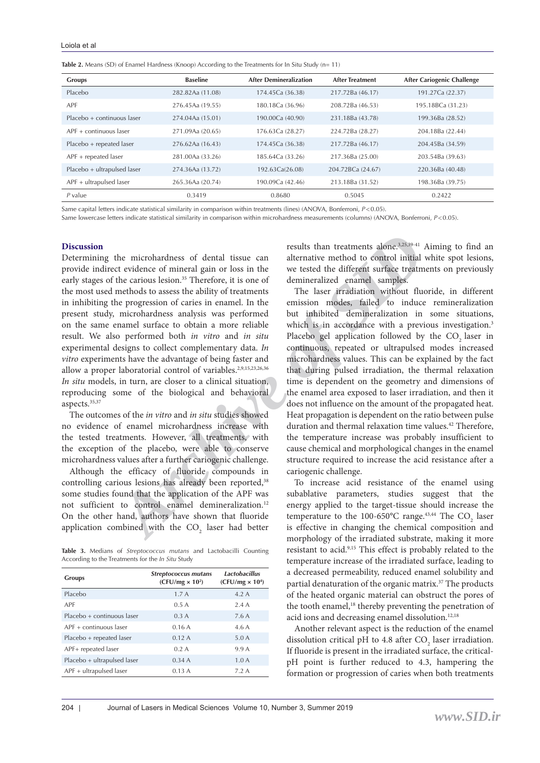**Table 2.** Means (SD) of Enamel Hardness (Knoop) According to the Treatments for In Situ Study (n= 11)

| Groups | Baseline | After Demineralization | After Treatment | After Cariogenic Challenge |
|---|---|---|---|---|
| Placebo | 282.82Aa (11.08) | 174.45Ca (36.38) | 217.72Ba (46.17) | 191.27Ca (22.37) |
| APF | 276.45Aa (19.55) | 180.18Ca (36.96) | 208.72Ba (46.53) | 195.18BCa (31.23) |
| Placebo + continuous laser | 274.04Aa (15.01) | 190.00Ca (40.90) | 231.18Ba (43.78) | 199.36Ba (28.52) |
| APF + continuous laser | 271.09Aa (20.65) | 176.63Ca (28.27) | 224.72Ba (28.27) | 204.18Ba (22.44) |
| Placebo + repeated laser | 276.62Aa (16.43) | 174.45Ca (36.38) | 217.72Ba (46.17) | 204.45Ba (34.59) |
| APF + repeated laser | 281.00Aa (33.26) | 185.64Ca (33.26) | 217.36Ba (25.00) | 203.54Ba (39.63) |
| Placebo + ultrapulsed laser | 274.36Aa (13.72) | 192.63Ca(26.08) | 204.72BCa (24.67) | 220.36Ba (40.48) |
| APF + ultrapulsed laser | 265.36Aa (20.74) | 190.09Ca (42.46) | 213.18Ba (31.52) | 198.36Ba (39.75) |
| *P* value | 0.3419 | 0.8680 | 0.5045 | 0.2422 |

Same capital letters indicate statistical similarity in comparison within treatments (lines) (ANOVA, Bonferroni, $P<0.05$).
Same lowercase letters indicate statistical similarity in comparison within microhardness measurements (columns) (ANOVA, Bonferroni, $P<0.05$).

## Discussion

Determining the microhardness of dental tissue can provide indirect evidence of mineral gain or loss in the early stages of the carious lesion.[35] Therefore, it is one of the most used methods to assess the ability of treatments in inhibiting the progression of caries in enamel. In the present study, microhardness analysis was performed on the same enamel surface to obtain a more reliable result. We also performed both *in vitro* and *in situ* experimental designs to collect complementary data. *In vitro* experiments have the advantage of being faster and allow a proper laboratorial control of variables.[2,9,15,23,26,36] *In situ* models, in turn, are closer to a clinical situation, reproducing some of the biological and behavioral aspects.[35,37]

The outcomes of the *in vitro* and *in situ* studies showed no evidence of enamel microhardness increase with the tested treatments. However, all treatments, with the exception of the placebo, were able to conserve microhardness values after a further cariogenic challenge.

Although the efficacy of fluoride compounds in controlling carious lesions has already been reported,[38] some studies found that the application of the APF was not sufficient to control enamel demineralization.[12] On the other hand, authors have shown that fluoride application combined with the $CO_2$ laser had better results than treatments alone.[3,25,39-41] Aiming to find an alternative method to control initial white spot lesions, we tested the different surface treatments on previously demineralized enamel samples.

The laser irradiation without fluoride, in different emission modes, failed to induce remineralization but inhibited demineralization in some situations, which is in accordance with a previous investigation.[3] Placebo gel application followed by the $CO_2$ laser in continuous, repeated or ultrapulsed modes increased microhardness values. This can be explained by the fact that during pulsed irradiation, the thermal relaxation time is dependent on the geometry and dimensions of the enamel area exposed to laser irradiation, and then it does not influence on the amount of the propagated heat. Heat propagation is dependent on the ratio between pulse duration and thermal relaxation time values.[42] Therefore, the temperature increase was probably insufficient to cause chemical and morphological changes in the enamel structure required to increase the acid resistance after a cariogenic challenge.

To increase acid resistance of the enamel using subablative parameters, studies suggest that the energy applied to the target-tissue should increase the temperature to the 100-650°C range.[43,44] The $CO_2$ laser is effective in changing the chemical composition and morphology of the irradiated substrate, making it more resistant to acid.[9,15] This effect is probably related to the temperature increase of the irradiated surface, leading to a decreased permeability, reduced enamel solubility and partial denaturation of the organic matrix.[37] The products of the heated organic material can obstruct the pores of the tooth enamel,[18] thereby preventing the penetration of acid ions and decreasing enamel dissolution.[12,18]

Another relevant aspect is the reduction of the enamel dissolution critical pH to 4.8 after $CO_2$ laser irradiation. If fluoride is present in the irradiated surface, the critical-pH point is further reduced to 4.3, hampering the formation or progression of caries when both treatments

**Table 3.** Medians of *Streptococcus mutans* and Lactobacilli Counting According to the Treatments for the *In Situ* Study

| Groups | *Streptococcus mutans* (CFU/mg × $10^2$) | *Lactobacillus* (CFU/mg × $10^4$) |
|---|---|---|
| Placebo | 1.7 A | 4.2 A |
| APF | 0.5 A | 2.4 A |
| Placebo + continuous laser | 0.3 A | 7.6 A |
| APF + continuous laser | 0.16 A | 4.6 A |
| Placebo + repeated laser | 0.12 A | 5.0 A |
| APF+ repeated laser | 0.2 A | 9.9 A |
| Placebo + ultrapulsed laser | 0.34 A | 1.0 A |
| APF + ultrapulsed laser | 0.13 A | 7.2 A |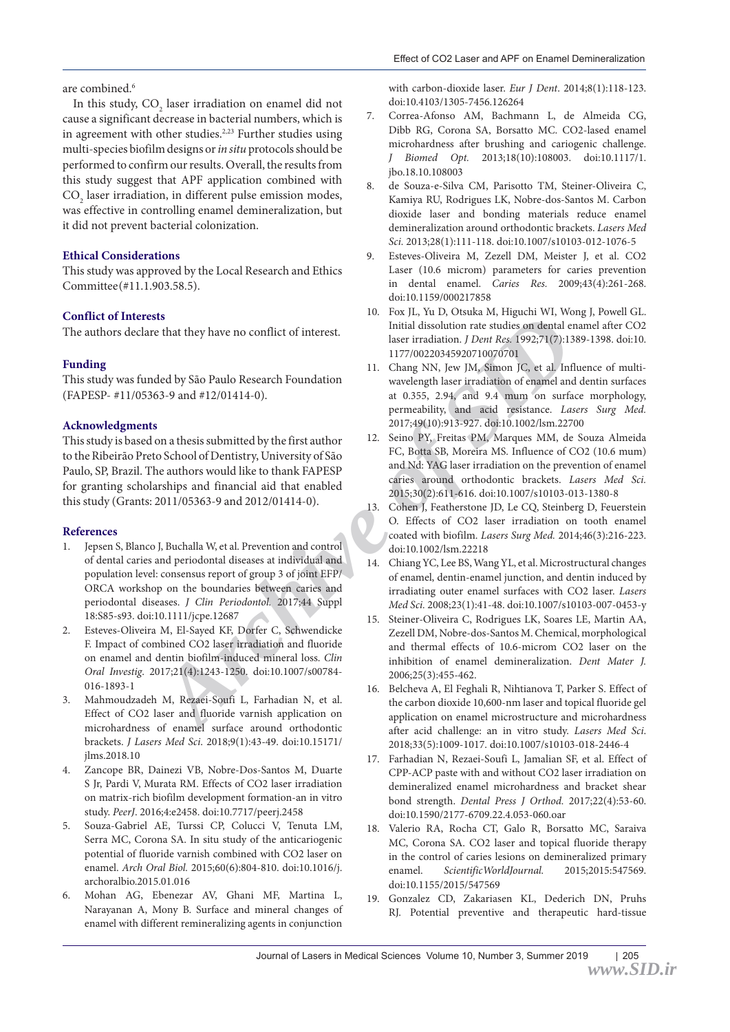are combined.[6]

In this study, $CO_2$ laser irradiation on enamel did not cause a significant decrease in bacterial numbers, which is in agreement with other studies.[2,23] Further studies using multi-species biofilm designs or *in situ* protocols should be performed to confirm our results. Overall, the results from this study suggest that APF application combined with $CO_2$ laser irradiation, in different pulse emission modes, was effective in controlling enamel demineralization, but it did not prevent bacterial colonization.

## Ethical Considerations

This study was approved by the Local Research and Ethics Committee (#11.1.903.58.5).

## Conflict of Interests

The authors declare that they have no conflict of interest.

## Funding

This study was funded by São Paulo Research Foundation (FAPESP- #11/05363-9 and #12/01414-0).

## Acknowledgments

This study is based on a thesis submitted by the first author to the Ribeirão Preto School of Dentistry, University of São Paulo, SP, Brazil. The authors would like to thank FAPESP for granting scholarships and financial aid that enabled this study (Grants: 2011/05363-9 and 2012/01414-0).

## References

1. Jepsen S, Blanco J, Buchalla W, et al. Prevention and control of dental caries and periodontal diseases at individual and population level: consensus report of group 3 of joint EFP/ORCA workshop on the boundaries between caries and periodontal diseases. *J Clin Periodontol.* 2017;44 Suppl 18:S85-s93. doi:10.1111/jcpe.12687
2. Esteves-Oliveira M, El-Sayed KF, Dorfer C, Schwendicke F. Impact of combined CO2 laser irradiation and fluoride on enamel and dentin biofilm-induced mineral loss. *Clin Oral Investig.* 2017;21(4):1243-1250. doi:10.1007/s00784-016-1893-1
3. Mahmoudzadeh M, Rezaei-Soufi L, Farhadian N, et al. Effect of CO2 laser and fluoride varnish application on microhardness of enamel surface around orthodontic brackets. *J Lasers Med Sci*. 2018;9(1):43-49. doi:10.15171/jlms.2018.10
4. Zancope BR, Dainezi VB, Nobre-Dos-Santos M, Duarte S Jr, Pardi V, Murata RM. Effects of CO2 laser irradiation on matrix-rich biofilm development formation-an in vitro study. *PeerJ*. 2016;4:e2458. doi:10.7717/peerj.2458
5. Souza-Gabriel AE, Turssi CP, Colucci V, Tenuta LM, Serra MC, Corona SA. In situ study of the anticariogenic potential of fluoride varnish combined with CO2 laser on enamel. *Arch Oral Biol.* 2015;60(6):804-810. doi:10.1016/j.archoralbio.2015.01.016
6. Mohan AG, Ebenezar AV, Ghani MF, Martina L, Narayanan A, Mony B. Surface and mineral changes of enamel with different remineralizing agents in conjunction with carbon-dioxide laser. *Eur J Dent*. 2014;8(1):118-123. doi:10.4103/1305-7456.126264
7. Correa-Afonso AM, Bachmann L, de Almeida CG, Dibb RG, Corona SA, Borsatto MC. CO2-lased enamel microhardness after brushing and cariogenic challenge. *J Biomed Opt.* 2013;18(10):108003. doi:10.1117/1.jbo.18.10.108003
8. de Souza-e-Silva CM, Parisotto TM, Steiner-Oliveira C, Kamiya RU, Rodrigues LK, Nobre-dos-Santos M. Carbon dioxide laser and bonding materials reduce enamel demineralization around orthodontic brackets. *Lasers Med Sci.* 2013;28(1):111-118. doi:10.1007/s10103-012-1076-5
9. Esteves-Oliveira M, Zezell DM, Meister J, et al. CO2 Laser (10.6 microm) parameters for caries prevention in dental enamel. *Caries Res.* 2009;43(4):261-268. doi:10.1159/000217858
10. Fox JL, Yu D, Otsuka M, Higuchi WI, Wong J, Powell GL. Initial dissolution rate studies on dental enamel after CO2 laser irradiation. *J Dent Res.* 1992;71(7):1389-1398. doi:10.1177/00220345920710070701
11. Chang NN, Jew JM, Simon JC, et al. Influence of multi-wavelength laser irradiation of enamel and dentin surfaces at 0.355, 2.94, and 9.4 mum on surface morphology, permeability, and acid resistance. *Lasers Surg Med.* 2017;49(10):913-927. doi:10.1002/lsm.22700
12. Seino PY, Freitas PM, Marques MM, de Souza Almeida FC, Botta SB, Moreira MS. Influence of CO2 (10.6 mum) and Nd: YAG laser irradiation on the prevention of enamel caries around orthodontic brackets. *Lasers Med Sci.* 2015;30(2):611-616. doi:10.1007/s10103-013-1380-8
13. Cohen J, Featherstone JD, Le CQ, Steinberg D, Feuerstein O. Effects of CO2 laser irradiation on tooth enamel coated with biofilm. *Lasers Surg Med.* 2014;46(3):216-223. doi:10.1002/lsm.22218
14. Chiang YC, Lee BS, Wang YL, et al. Microstructural changes of enamel, dentin-enamel junction, and dentin induced by irradiating outer enamel surfaces with CO2 laser. *Lasers Med Sci.* 2008;23(1):41-48. doi:10.1007/s10103-007-0453-y
15. Steiner-Oliveira C, Rodrigues LK, Soares LE, Martin AA, Zezell DM, Nobre-dos-Santos M. Chemical, morphological and thermal effects of 10.6-micron CO2 laser on the inhibition of enamel demineralization. *Dent Mater J.* 2006;25(3):455-462.
16. Belcheva A, El Feghali R, Nihtianova T, Parker S. Effect of the carbon dioxide 10,600-nm laser and topical fluoride gel application on enamel microstructure and microhardness after acid challenge: an in vitro study. *Lasers Med Sci.* 2018;33(5):1009-1017. doi:10.1007/s10103-018-2446-4
17. Farhadian N, Rezaei-Soufi L, Jamalian SF, et al. Effect of CPP-ACP paste with and without CO2 laser irradiation on demineralized enamel microhardness and bracket shear bond strength. *Dental Press J Orthod.* 2017;22(4):53-60. doi:10.1590/2177-6709.22.4.053-060.oar
18. Valerio RA, Rocha CT, Galo R, Borsatto MC, Saraiva MC, Corona SA. CO2 laser and topical fluoride therapy in the control of caries lesions on demineralized primary enamel. *ScientificWorldJournal.* 2015;2015:547569. doi:10.1155/2015/547569
19. Gonzalez CD, Zakariasen KL, Dederich DN, Pruhs RJ. Potential preventive and therapeutic hard-tissue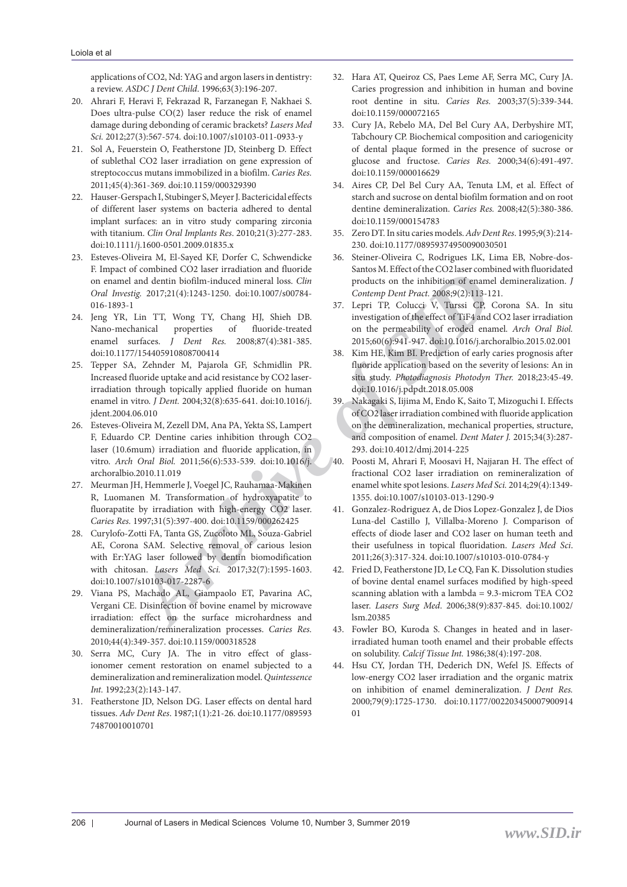applications of CO2, Nd: YAG and argon lasers in dentistry: a review. *ASDC J Dent Child*. 1996;63(3):196-207.

20. Ahrari F, Heravi F, Fekrazad R, Farzanegan F, Nakhaei S. Does ultra-pulse CO(2) laser reduce the risk of enamel damage during debonding of ceramic brackets? *Lasers Med Sci.* 2012;27(3):567-574. doi:10.1007/s10103-011-0933-y
21. Sol A, Feuerstein O, Featherstone JD, Steinberg D. Effect of sublethal CO2 laser irradiation on gene expression of streptococcus mutans immobilized in a biofilm. *Caries Res.* 2011;45(4):361-369. doi:10.1159/000329390
22. Hauser-Gerspach I, Stubinger S, Meyer J. Bactericidal effects of different laser systems on bacteria adhered to dental implant surfaces: an in vitro study comparing zirconia with titanium. *Clin Oral Implants Res*. 2010;21(3):277-283. doi:10.1111/j.1600-0501.2009.01835.x
23. Esteves-Oliveira M, El-Sayed KF, Dorfer C, Schwendicke F. Impact of combined CO2 laser irradiation and fluoride on enamel and dentin biofilm-induced mineral loss. *Clin Oral Investig.* 2017;21(4):1243-1250. doi:10.1007/s00784-016-1893-1
24. Jeng YR, Lin TT, Wong TY, Chang HJ, Shieh DB. Nano-mechanical properties of fluoride-treated enamel surfaces. *J Dent Res.* 2008;87(4):381-385. doi:10.1177/154405910808700414
25. Tepper SA, Zehnder M, Pajarola GF, Schmidlin PR. Increased fluoride uptake and acid resistance by CO2 laser-irradiation through topically applied fluoride on human enamel in vitro. *J Dent.* 2004;32(8):635-641. doi:10.1016/j.jdent.2004.06.010
26. Esteves-Oliveira M, Zezell DM, Ana PA, Yekta SS, Lampert F, Eduardo CP. Dentine caries inhibition through CO2 laser (10.6mum) irradiation and fluoride application, in vitro. *Arch Oral Biol.* 2011;56(6):533-539. doi:10.1016/j.archoralbio.2010.11.019
27. Meurman JH, Hemmerle J, Voegel JC, Rauhamaa-Makinen R, Luomanen M. Transformation of hydroxyapatite to fluorapatite by irradiation with high-energy CO2 laser. *Caries Res.* 1997;31(5):397-400. doi:10.1159/000262425
28. Curylofo-Zotti FA, Tanta GS, Zucoloto ML, Souza-Gabriel AE, Corona SAM. Selective removal of carious lesion with Er:YAG laser followed by dentin biomodification with chitosan. *Lasers Med Sci.* 2017;32(7):1595-1603. doi:10.1007/s10103-017-2287-6
29. Viana PS, Machado AL, Giampaolo ET, Pavarina AC, Vergani CE. Disinfection of bovine enamel by microwave irradiation: effect on the surface microhardness and demineralization/remineralization processes. *Caries Res.* 2010;44(4):349-357. doi:10.1159/000318528
30. Serra MC, Cury JA. The in vitro effect of glass-ionomer cement restoration on enamel subjected to a demineralization and remineralization model. *Quintessence Int.* 1992;23(2):143-147.
31. Featherstone JD, Nelson DG. Laser effects on dental hard tissues. *Adv Dent Res*. 1987;1(1):21-26. doi:10.1177/08959374870010010701
32. Hara AT, Queiroz CS, Paes Leme AF, Serra MC, Cury JA. Caries progression and inhibition in human and bovine root dentine in situ. *Caries Res.* 2003;37(5):339-344. doi:10.1159/000072165
33. Cury JA, Rebelo MA, Del Bel Cury AA, Derbyshire MT, Tabchoury CP. Biochemical composition and cariogenicity of dental plaque formed in the presence of sucrose or glucose and fructose. *Caries Res.* 2000;34(6):491-497. doi:10.1159/000016629
34. Aires CP, Del Bel Cury AA, Tenuta LM, et al. Effect of starch and sucrose on dental biofilm formation and on root dentine demineralization. *Caries Res.* 2008;42(5):380-386. doi:10.1159/000154783
35. Zero DT. In situ caries models. *Adv Dent Res*. 1995;9(3):214-230. doi:10.1177/08959374950090030501
36. Steiner-Oliveira C, Rodrigues LK, Lima EB, Nobre-dos-Santos M. Effect of the CO2 laser combined with fluoridated products on the inhibition of enamel demineralization. *J Contemp Dent Pract.* 2008;9(2):113-121.
37. Lepri TP, Colucci V, Turssi CP, Corona SA. In situ investigation of the effect of TiF4 and CO2 laser irradiation on the permeability of eroded enamel. *Arch Oral Biol.* 2015;60(6):941-947. doi:10.1016/j.archoralbio.2015.02.001
38. Kim HE, Kim BI. Prediction of early caries prognosis after fluoride application based on the severity of lesions: An in situ study. *Photodiagnosis Photodyn Ther.* 2018;23:45-49. doi:10.1016/j.pdpdt.2018.05.008
39. Nakagaki S, Iijima M, Endo K, Saito T, Mizoguchi I. Effects of CO2 laser irradiation combined with fluoride application on the demineralization, mechanical properties, structure, and composition of enamel. *Dent Mater J.* 2015;34(3):287-293. doi:10.4012/dmj.2014-225
40. Poosti M, Ahrari F, Moosavi H, Najjaran H. The effect of fractional CO2 laser irradiation on remineralization of enamel white spot lesions. *Lasers Med Sci.* 2014;29(4):1349-1355. doi:10.1007/s10103-013-1290-9
41. Gonzalez-Rodriguez A, de Dios Lopez-Gonzalez J, de Dios Luna-del Castillo J, Villalba-Moreno J. Comparison of effects of diode laser and CO2 laser on human teeth and their usefulness in topical fluoridation. *Lasers Med Sci*. 2011;26(3):317-324. doi:10.1007/s10103-010-0784-y
42. Fried D, Featherstone JD, Le CQ, Fan K. Dissolution studies of bovine dental enamel surfaces modified by high-speed scanning ablation with a lambda = 9.3-microm TEA CO2 laser. *Lasers Surg Med*. 2006;38(9):837-845. doi:10.1002/lsm.20385
43. Fowler BO, Kuroda S. Changes in heated and in laser-irradiated human tooth enamel and their probable effects on solubility. *Calcif Tissue Int.* 1986;38(4):197-208.
44. Hsu CY, Jordan TH, Dederich DN, Wefel JS. Effects of low-energy CO2 laser irradiation and the organic matrix on inhibition of enamel demineralization. *J Dent Res.* 2000;79(9):1725-1730. doi:10.1177/00220345000790091401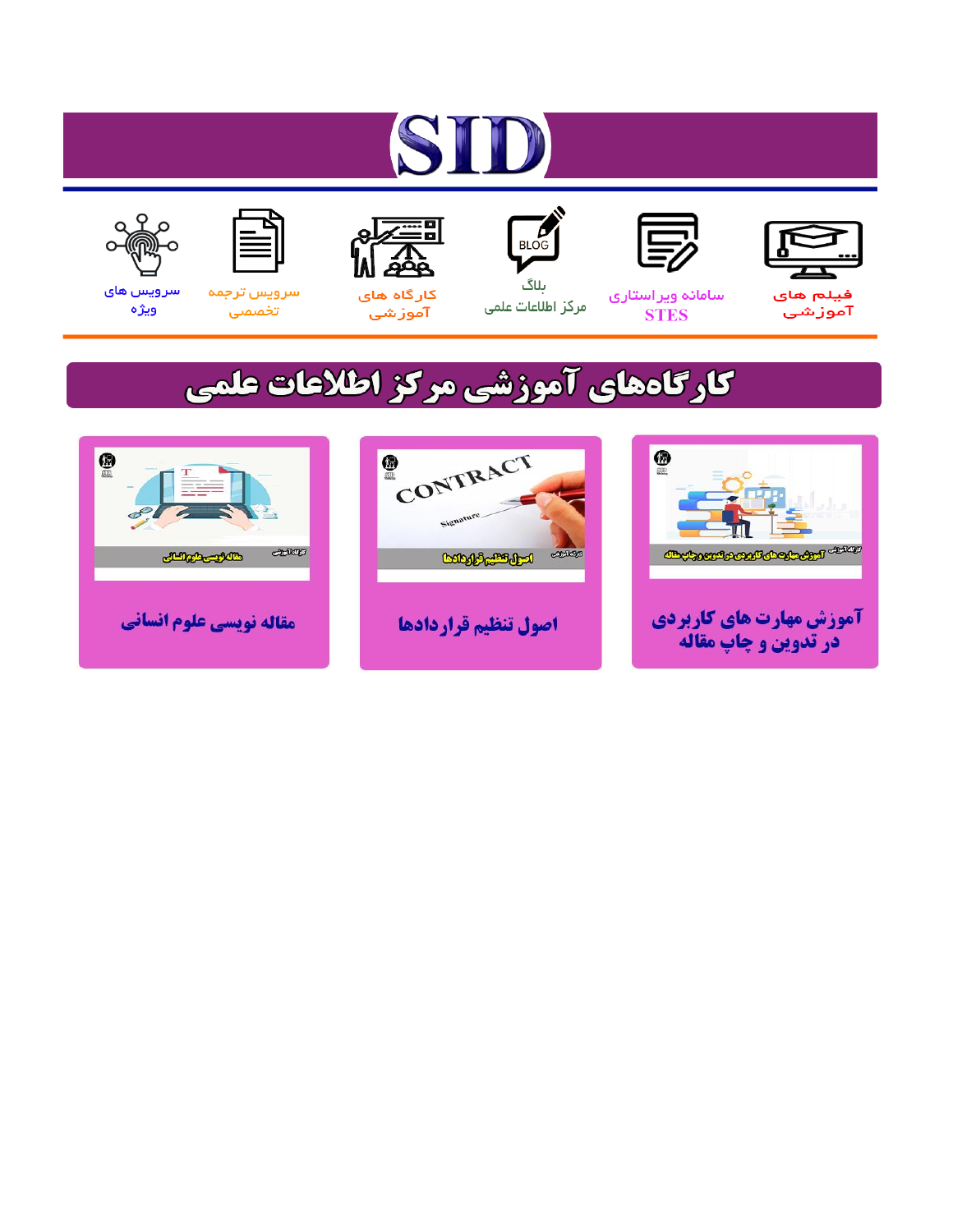SID

فیلم های آموزشی

سامانه ویراستاری STES

بلاگ مرکز اطلاعات علمی

کارگاه های آموزشی

سرویس ترجمه تخصصی

سرویس های ویژه

# کارگاه‌های آموزشی مرکز اطلاعات علمی

آموزش مهارت های کاربردی در تدوین و چاپ مقاله

اصول تنظیم قراردادها

مقاله نویسی علوم انسانی